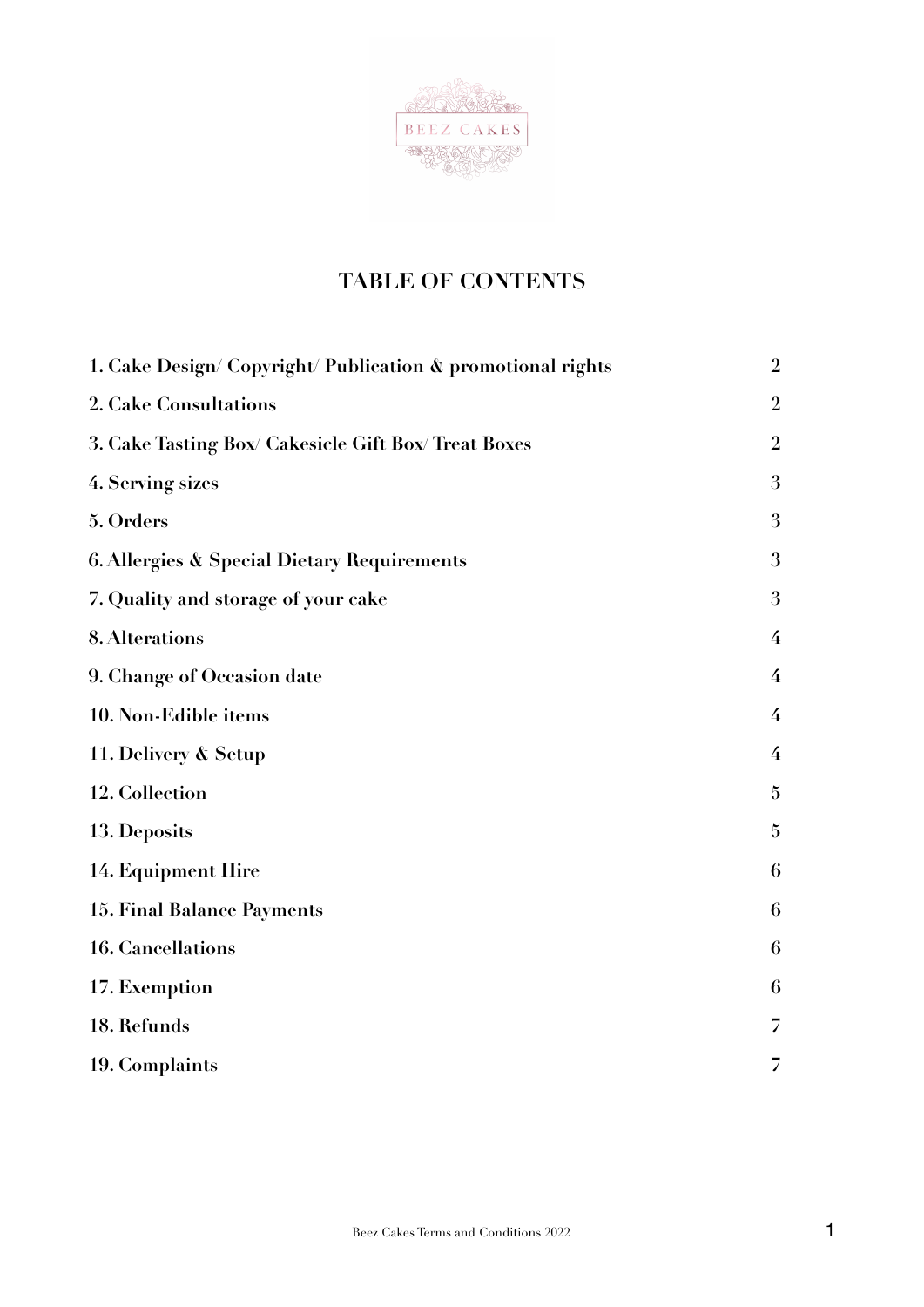BEEZ CAKES

# TABLE OF CONTENTS

| | |
|---|---|
| **1. Cake Design/ Copyright/ Publication & promotional rights** | **2** |
| **2. Cake Consultations** | **2** |
| **3. Cake Tasting Box/ Cakesicle Gift Box/ Treat Boxes** | **2** |
| **4. Serving sizes** | **3** |
| **5. Orders** | **3** |
| **6. Allergies & Special Dietary Requirements** | **3** |
| **7. Quality and storage of your cake** | **3** |
| **8. Alterations** | **4** |
| **9. Change of Occasion date** | **4** |
| **10. Non-Edible items** | **4** |
| **11. Delivery & Setup** | **4** |
| **12. Collection** | **5** |
| **13. Deposits** | **5** |
| **14. Equipment Hire** | **6** |
| **15. Final Balance Payments** | **6** |
| **16. Cancellations** | **6** |
| **17. Exemption** | **6** |
| **18. Refunds** | **7** |
| **19. Complaints** | **7** |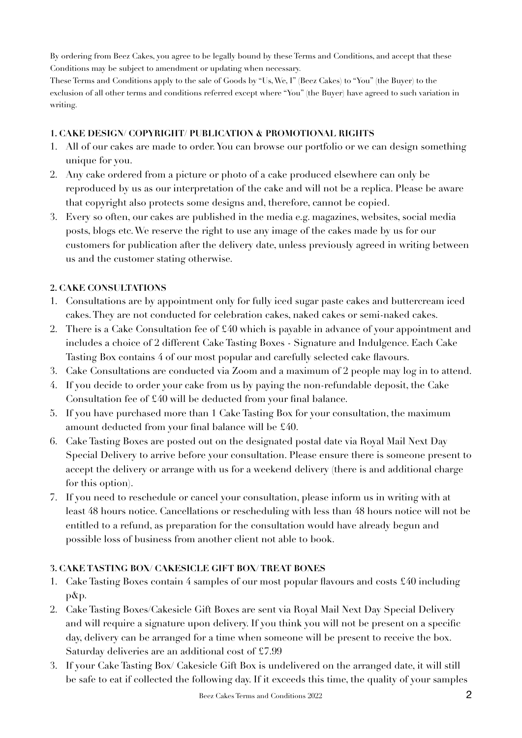By ordering from Beez Cakes, you agree to be legally bound by these Terms and Conditions, and accept that these Conditions may be subject to amendment or updating when necessary.
These Terms and Conditions apply to the sale of Goods by "Us, We, I" (Beez Cakes) to "You" (the Buyer) to the exclusion of all other terms and conditions referred except where "You" (the Buyer) have agreed to such variation in writing.

### 1. CAKE DESIGN/ COPYRIGHT/ PUBLICATION & PROMOTIONAL RIGHTS

1. All of our cakes are made to order. You can browse our portfolio or we can design something unique for you.
2. Any cake ordered from a picture or photo of a cake produced elsewhere can only be reproduced by us as our interpretation of the cake and will not be a replica. Please be aware that copyright also protects some designs and, therefore, cannot be copied.
3. Every so often, our cakes are published in the media e.g. magazines, websites, social media posts, blogs etc. We reserve the right to use any image of the cakes made by us for our customers for publication after the delivery date, unless previously agreed in writing between us and the customer stating otherwise.

### 2. CAKE CONSULTATIONS

1. Consultations are by appointment only for fully iced sugar paste cakes and buttercream iced cakes. They are not conducted for celebration cakes, naked cakes or semi-naked cakes.
2. There is a Cake Consultation fee of £40 which is payable in advance of your appointment and includes a choice of 2 different Cake Tasting Boxes - Signature and Indulgence. Each Cake Tasting Box contains 4 of our most popular and carefully selected cake flavours.
3. Cake Consultations are conducted via Zoom and a maximum of 2 people may log in to attend.
4. If you decide to order your cake from us by paying the non-refundable deposit, the Cake Consultation fee of £40 will be deducted from your final balance.
5. If you have purchased more than 1 Cake Tasting Box for your consultation, the maximum amount deducted from your final balance will be £40.
6. Cake Tasting Boxes are posted out on the designated postal date via Royal Mail Next Day Special Delivery to arrive before your consultation. Please ensure there is someone present to accept the delivery or arrange with us for a weekend delivery (there is and additional charge for this option).
7. If you need to reschedule or cancel your consultation, please inform us in writing with at least 48 hours notice. Cancellations or rescheduling with less than 48 hours notice will not be entitled to a refund, as preparation for the consultation would have already begun and possible loss of business from another client not able to book.

### 3. CAKE TASTING BOX/ CAKESICLE GIFT BOX/ TREAT BOXES

1. Cake Tasting Boxes contain 4 samples of our most popular flavours and costs £40 including p&p.
2. Cake Tasting Boxes/Cakesicle Gift Boxes are sent via Royal Mail Next Day Special Delivery and will require a signature upon delivery. If you think you will not be present on a specific day, delivery can be arranged for a time when someone will be present to receive the box. Saturday deliveries are an additional cost of £7.99
3. If your Cake Tasting Box/ Cakesicle Gift Box is undelivered on the arranged date, it will still be safe to eat if collected the following day. If it exceeds this time, the quality of your samples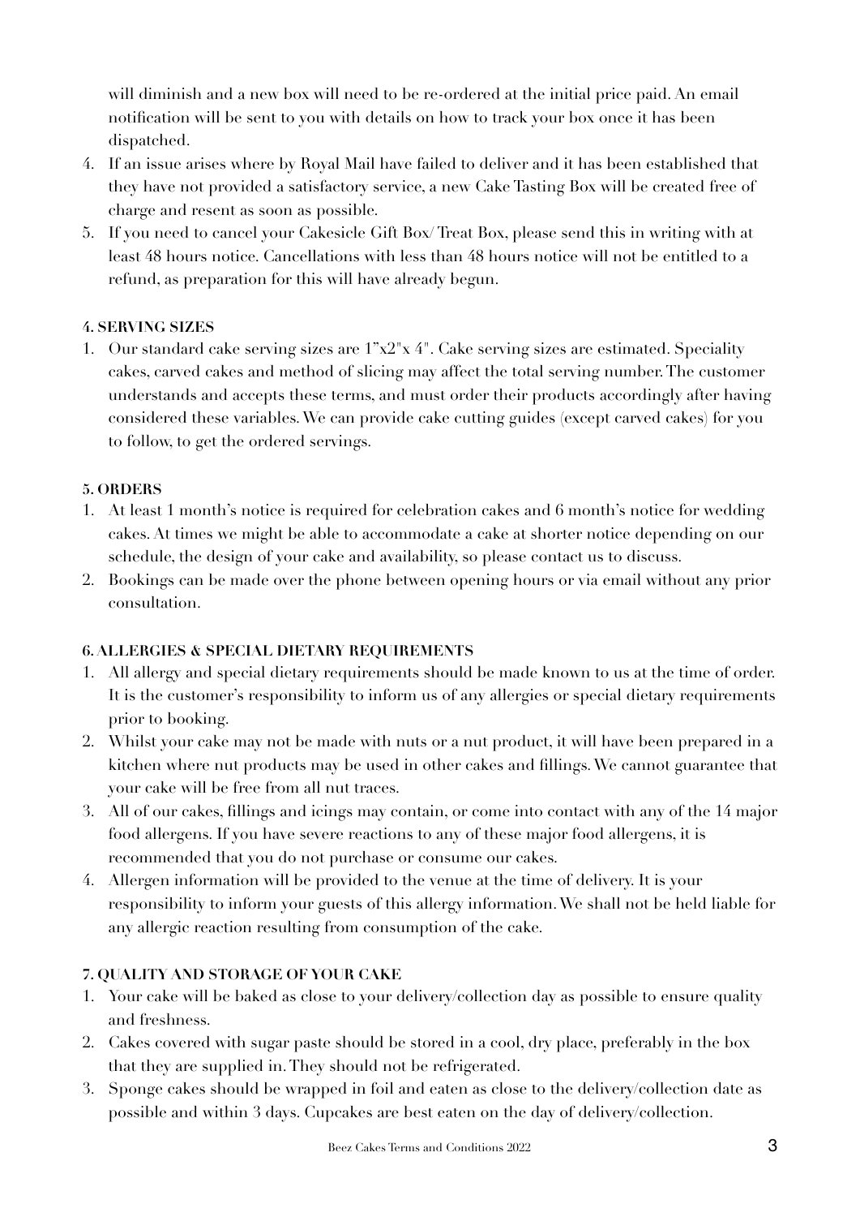will diminish and a new box will need to be re-ordered at the initial price paid. An email notification will be sent to you with details on how to track your box once it has been dispatched.

4. If an issue arises where by Royal Mail have failed to deliver and it has been established that they have not provided a satisfactory service, a new Cake Tasting Box will be created free of charge and resent as soon as possible.
5. If you need to cancel your Cakesicle Gift Box/ Treat Box, please send this in writing with at least 48 hours notice. Cancellations with less than 48 hours notice will not be entitled to a refund, as preparation for this will have already begun.

**4. SERVING SIZES**

1. Our standard cake serving sizes are 1"x2"x 4". Cake serving sizes are estimated. Speciality cakes, carved cakes and method of slicing may affect the total serving number. The customer understands and accepts these terms, and must order their products accordingly after having considered these variables. We can provide cake cutting guides (except carved cakes) for you to follow, to get the ordered servings.

**5. ORDERS**

1. At least 1 month's notice is required for celebration cakes and 6 month's notice for wedding cakes. At times we might be able to accommodate a cake at shorter notice depending on our schedule, the design of your cake and availability, so please contact us to discuss.
2. Bookings can be made over the phone between opening hours or via email without any prior consultation.

**6. ALLERGIES & SPECIAL DIETARY REQUIREMENTS**

1. All allergy and special dietary requirements should be made known to us at the time of order. It is the customer's responsibility to inform us of any allergies or special dietary requirements prior to booking.
2. Whilst your cake may not be made with nuts or a nut product, it will have been prepared in a kitchen where nut products may be used in other cakes and fillings. We cannot guarantee that your cake will be free from all nut traces.
3. All of our cakes, fillings and icings may contain, or come into contact with any of the 14 major food allergens. If you have severe reactions to any of these major food allergens, it is recommended that you do not purchase or consume our cakes.
4. Allergen information will be provided to the venue at the time of delivery. It is your responsibility to inform your guests of this allergy information. We shall not be held liable for any allergic reaction resulting from consumption of the cake.

**7. QUALITY AND STORAGE OF YOUR CAKE**

1. Your cake will be baked as close to your delivery/collection day as possible to ensure quality and freshness.
2. Cakes covered with sugar paste should be stored in a cool, dry place, preferably in the box that they are supplied in. They should not be refrigerated.
3. Sponge cakes should be wrapped in foil and eaten as close to the delivery/collection date as possible and within 3 days. Cupcakes are best eaten on the day of delivery/collection.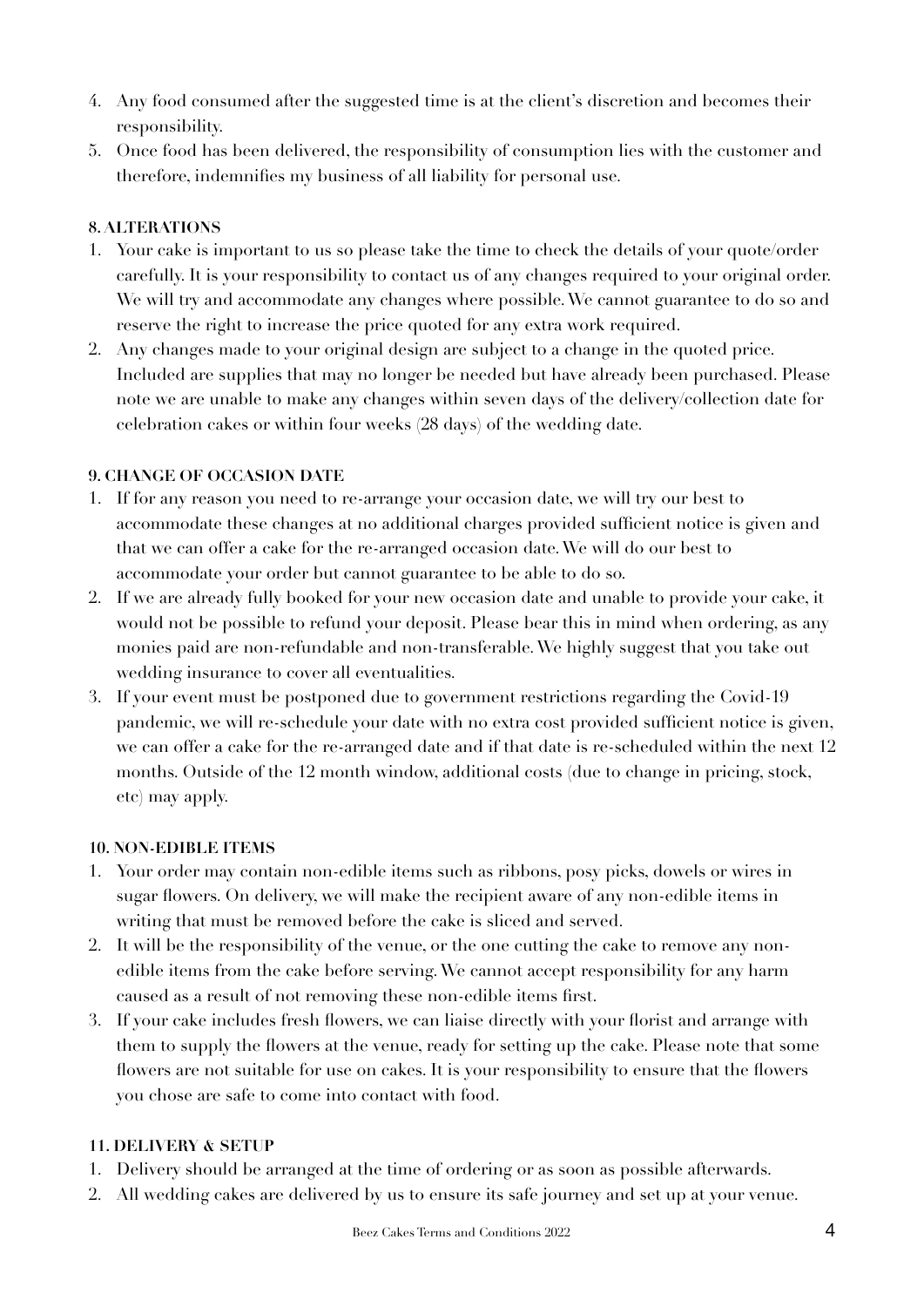4. Any food consumed after the suggested time is at the client's discretion and becomes their responsibility.
5. Once food has been delivered, the responsibility of consumption lies with the customer and therefore, indemnifies my business of all liability for personal use.

**8. ALTERATIONS**

1. Your cake is important to us so please take the time to check the details of your quote/order carefully. It is your responsibility to contact us of any changes required to your original order. We will try and accommodate any changes where possible. We cannot guarantee to do so and reserve the right to increase the price quoted for any extra work required.
2. Any changes made to your original design are subject to a change in the quoted price. Included are supplies that may no longer be needed but have already been purchased. Please note we are unable to make any changes within seven days of the delivery/collection date for celebration cakes or within four weeks (28 days) of the wedding date.

**9. CHANGE OF OCCASION DATE**

1. If for any reason you need to re-arrange your occasion date, we will try our best to accommodate these changes at no additional charges provided sufficient notice is given and that we can offer a cake for the re-arranged occasion date. We will do our best to accommodate your order but cannot guarantee to be able to do so.
2. If we are already fully booked for your new occasion date and unable to provide your cake, it would not be possible to refund your deposit. Please bear this in mind when ordering, as any monies paid are non-refundable and non-transferable. We highly suggest that you take out wedding insurance to cover all eventualities.
3. If your event must be postponed due to government restrictions regarding the Covid-19 pandemic, we will re-schedule your date with no extra cost provided sufficient notice is given, we can offer a cake for the re-arranged date and if that date is re-scheduled within the next 12 months. Outside of the 12 month window, additional costs (due to change in pricing, stock, etc) may apply.

**10. NON-EDIBLE ITEMS**

1. Your order may contain non-edible items such as ribbons, posy picks, dowels or wires in sugar flowers. On delivery, we will make the recipient aware of any non-edible items in writing that must be removed before the cake is sliced and served.
2. It will be the responsibility of the venue, or the one cutting the cake to remove any non-edible items from the cake before serving. We cannot accept responsibility for any harm caused as a result of not removing these non-edible items first.
3. If your cake includes fresh flowers, we can liaise directly with your florist and arrange with them to supply the flowers at the venue, ready for setting up the cake. Please note that some flowers are not suitable for use on cakes. It is your responsibility to ensure that the flowers you chose are safe to come into contact with food.

**11. DELIVERY & SETUP**

1. Delivery should be arranged at the time of ordering or as soon as possible afterwards.
2. All wedding cakes are delivered by us to ensure its safe journey and set up at your venue.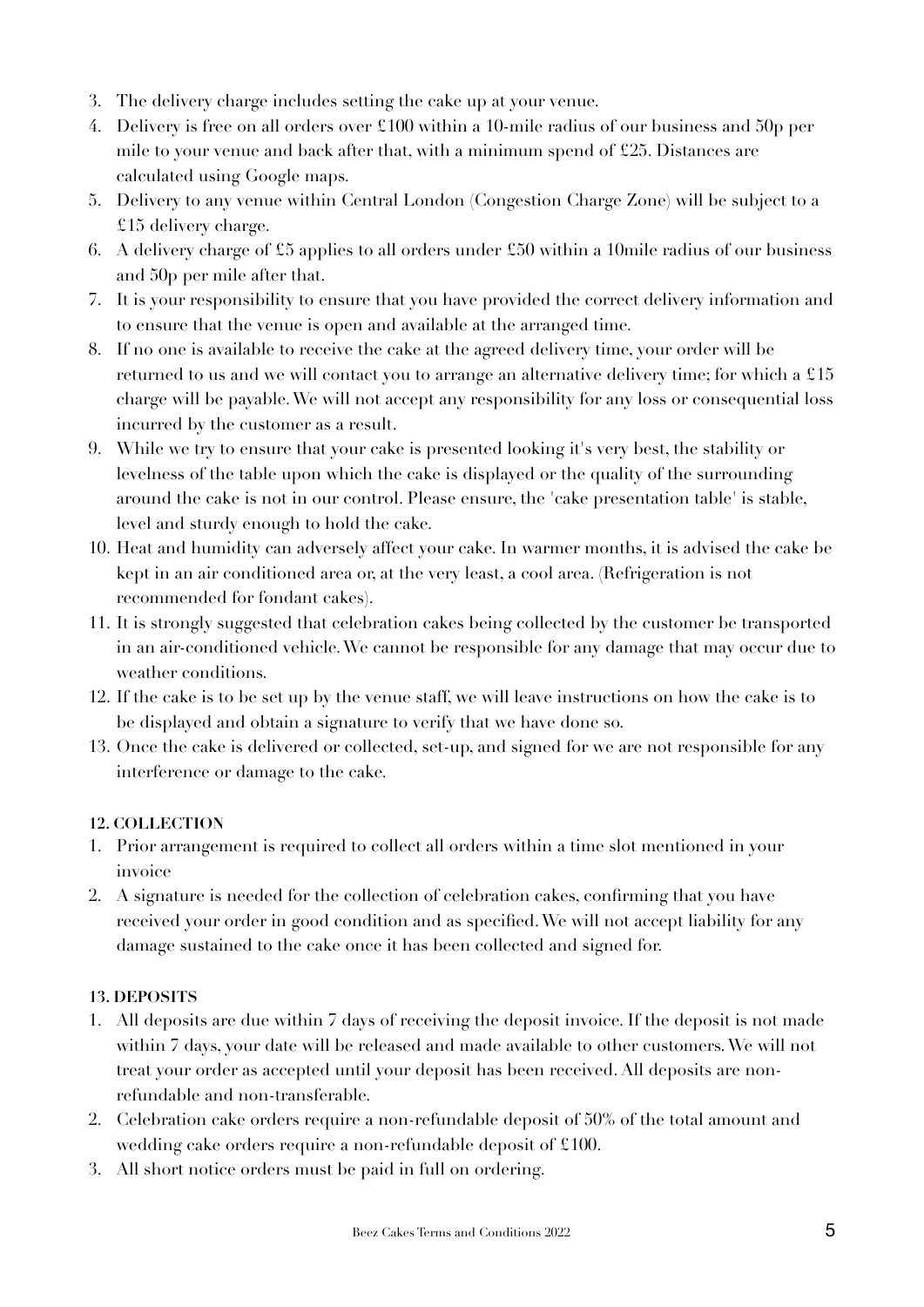3. The delivery charge includes setting the cake up at your venue.
4. Delivery is free on all orders over £100 within a 10-mile radius of our business and 50p per mile to your venue and back after that, with a minimum spend of £25. Distances are calculated using Google maps.
5. Delivery to any venue within Central London (Congestion Charge Zone) will be subject to a £15 delivery charge.
6. A delivery charge of £5 applies to all orders under £50 within a 10mile radius of our business and 50p per mile after that.
7. It is your responsibility to ensure that you have provided the correct delivery information and to ensure that the venue is open and available at the arranged time.
8. If no one is available to receive the cake at the agreed delivery time, your order will be returned to us and we will contact you to arrange an alternative delivery time; for which a £15 charge will be payable. We will not accept any responsibility for any loss or consequential loss incurred by the customer as a result.
9. While we try to ensure that your cake is presented looking it's very best, the stability or levelness of the table upon which the cake is displayed or the quality of the surrounding around the cake is not in our control. Please ensure, the 'cake presentation table' is stable, level and sturdy enough to hold the cake.
10. Heat and humidity can adversely affect your cake. In warmer months, it is advised the cake be kept in an air conditioned area or, at the very least, a cool area. (Refrigeration is not recommended for fondant cakes).
11. It is strongly suggested that celebration cakes being collected by the customer be transported in an air-conditioned vehicle. We cannot be responsible for any damage that may occur due to weather conditions.
12. If the cake is to be set up by the venue staff, we will leave instructions on how the cake is to be displayed and obtain a signature to verify that we have done so.
13. Once the cake is delivered or collected, set-up, and signed for we are not responsible for any interference or damage to the cake.

**12. COLLECTION**

1. Prior arrangement is required to collect all orders within a time slot mentioned in your invoice
2. A signature is needed for the collection of celebration cakes, confirming that you have received your order in good condition and as specified. We will not accept liability for any damage sustained to the cake once it has been collected and signed for.

**13. DEPOSITS**

1. All deposits are due within 7 days of receiving the deposit invoice. If the deposit is not made within 7 days, your date will be released and made available to other customers. We will not treat your order as accepted until your deposit has been received. All deposits are non-refundable and non-transferable.
2. Celebration cake orders require a non-refundable deposit of 50% of the total amount and wedding cake orders require a non-refundable deposit of £100.
3. All short notice orders must be paid in full on ordering.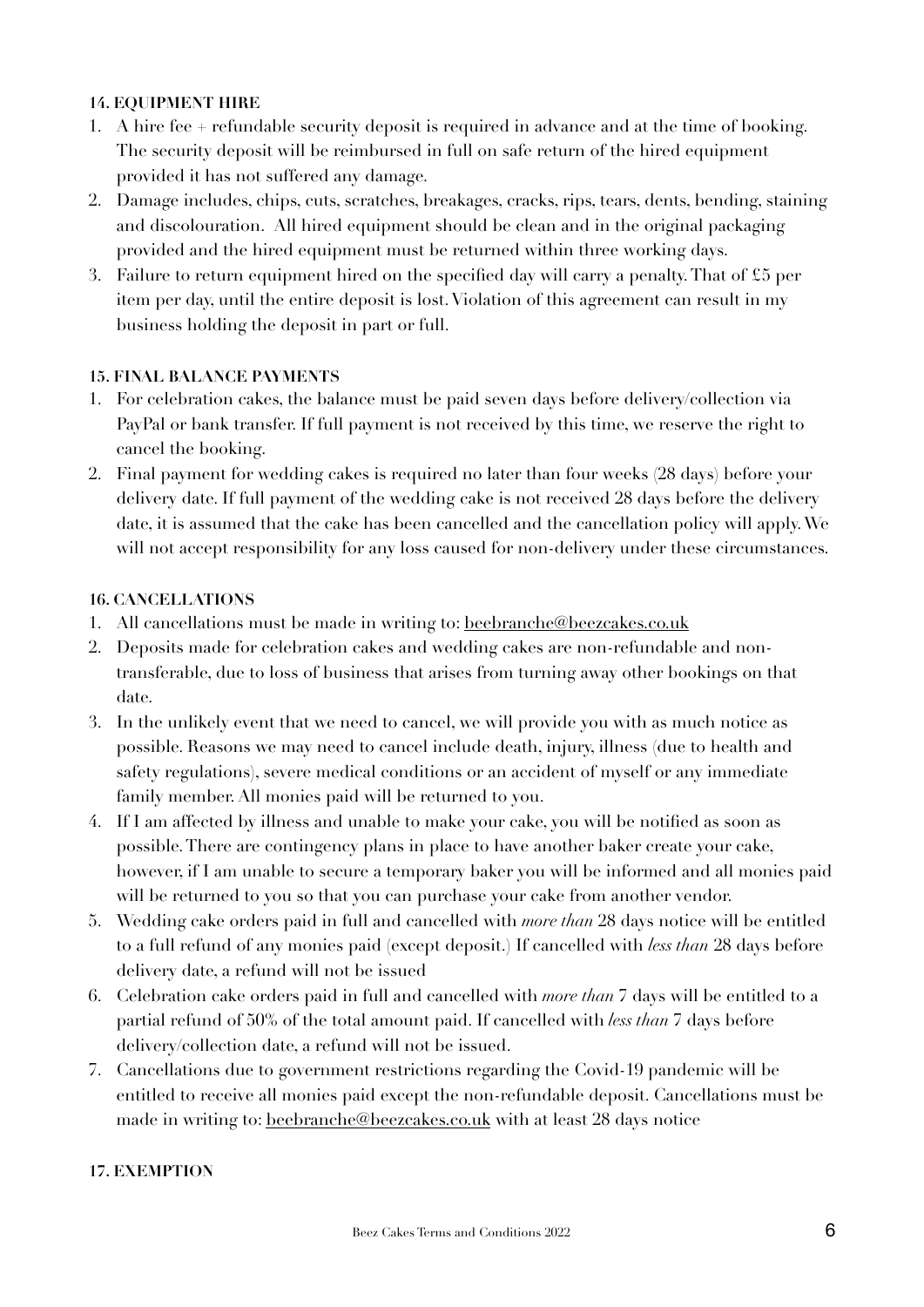**14. EQUIPMENT HIRE**

1. A hire fee + refundable security deposit is required in advance and at the time of booking. The security deposit will be reimbursed in full on safe return of the hired equipment provided it has not suffered any damage.
2. Damage includes, chips, cuts, scratches, breakages, cracks, rips, tears, dents, bending, staining and discolouration. All hired equipment should be clean and in the original packaging provided and the hired equipment must be returned within three working days.
3. Failure to return equipment hired on the specified day will carry a penalty. That of £5 per item per day, until the entire deposit is lost. Violation of this agreement can result in my business holding the deposit in part or full.

**15. FINAL BALANCE PAYMENTS**

1. For celebration cakes, the balance must be paid seven days before delivery/collection via PayPal or bank transfer. If full payment is not received by this time, we reserve the right to cancel the booking.
2. Final payment for wedding cakes is required no later than four weeks (28 days) before your delivery date. If full payment of the wedding cake is not received 28 days before the delivery date, it is assumed that the cake has been cancelled and the cancellation policy will apply. We will not accept responsibility for any loss caused for non-delivery under these circumstances.

**16. CANCELLATIONS**

1. All cancellations must be made in writing to: beebranche@beezcakes.co.uk
2. Deposits made for celebration cakes and wedding cakes are non-refundable and non-transferable, due to loss of business that arises from turning away other bookings on that date.
3. In the unlikely event that we need to cancel, we will provide you with as much notice as possible. Reasons we may need to cancel include death, injury, illness (due to health and safety regulations), severe medical conditions or an accident of myself or any immediate family member. All monies paid will be returned to you.
4. If I am affected by illness and unable to make your cake, you will be notified as soon as possible. There are contingency plans in place to have another baker create your cake, however, if I am unable to secure a temporary baker you will be informed and all monies paid will be returned to you so that you can purchase your cake from another vendor.
5. Wedding cake orders paid in full and cancelled with *more than* 28 days notice will be entitled to a full refund of any monies paid (except deposit.) If cancelled with *less than* 28 days before delivery date, a refund will not be issued
6. Celebration cake orders paid in full and cancelled with *more than* 7 days will be entitled to a partial refund of 50% of the total amount paid. If cancelled with *less than* 7 days before delivery/collection date, a refund will not be issued.
7. Cancellations due to government restrictions regarding the Covid-19 pandemic will be entitled to receive all monies paid except the non-refundable deposit. Cancellations must be made in writing to: beebranche@beezcakes.co.uk with at least 28 days notice

**17. EXEMPTION**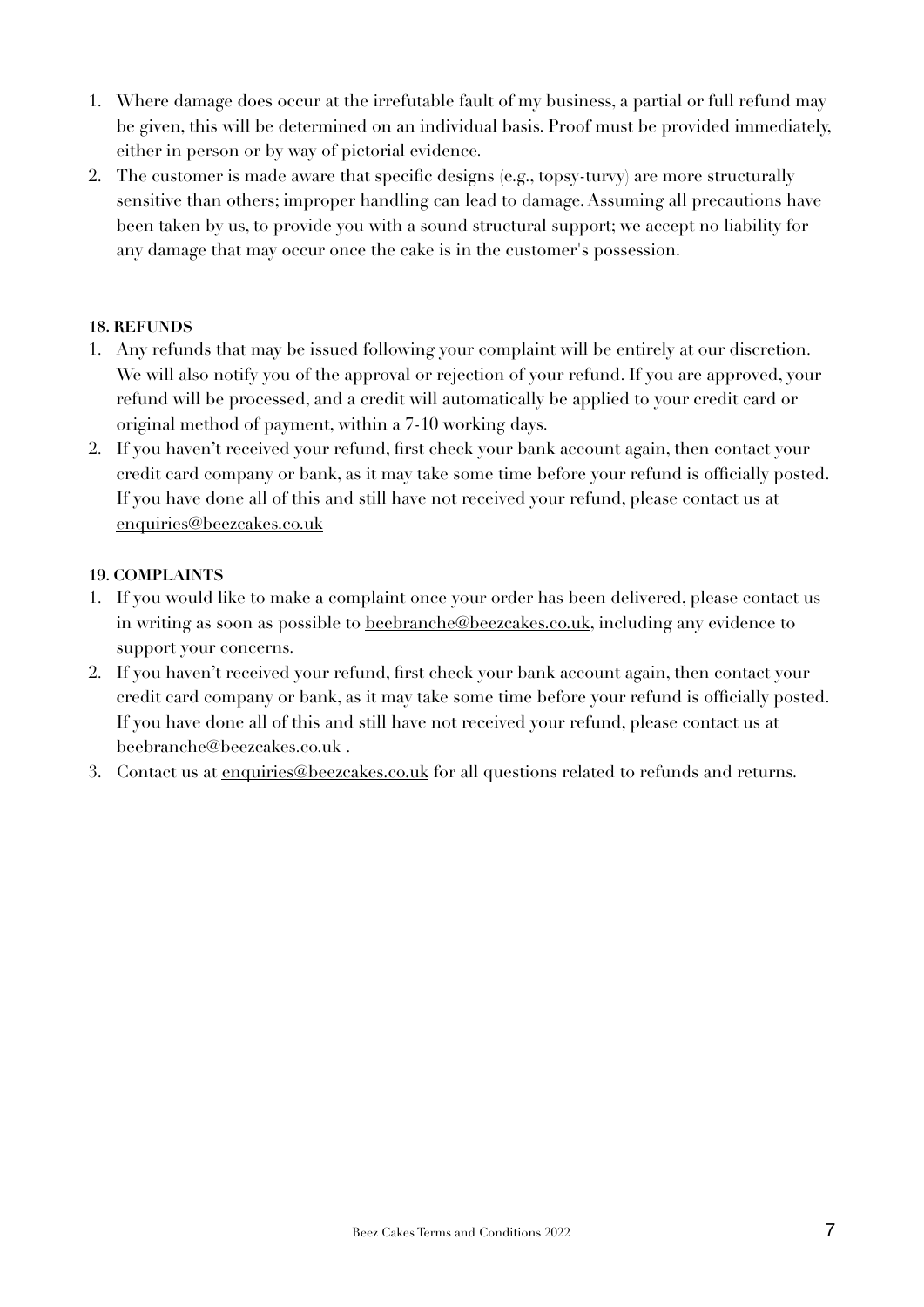1. Where damage does occur at the irrefutable fault of my business, a partial or full refund may be given, this will be determined on an individual basis. Proof must be provided immediately, either in person or by way of pictorial evidence.
2. The customer is made aware that specific designs (e.g., topsy-turvy) are more structurally sensitive than others; improper handling can lead to damage. Assuming all precautions have been taken by us, to provide you with a sound structural support; we accept no liability for any damage that may occur once the cake is in the customer's possession.

**18. REFUNDS**

1. Any refunds that may be issued following your complaint will be entirely at our discretion. We will also notify you of the approval or rejection of your refund. If you are approved, your refund will be processed, and a credit will automatically be applied to your credit card or original method of payment, within a 7-10 working days.
2. If you haven't received your refund, first check your bank account again, then contact your credit card company or bank, as it may take some time before your refund is officially posted. If you have done all of this and still have not received your refund, please contact us at enquiries@beezcakes.co.uk

**19. COMPLAINTS**

1. If you would like to make a complaint once your order has been delivered, please contact us in writing as soon as possible to beebranche@beezcakes.co.uk, including any evidence to support your concerns.
2. If you haven't received your refund, first check your bank account again, then contact your credit card company or bank, as it may take some time before your refund is officially posted. If you have done all of this and still have not received your refund, please contact us at beebranche@beezcakes.co.uk .
3. Contact us at enquiries@beezcakes.co.uk for all questions related to refunds and returns.